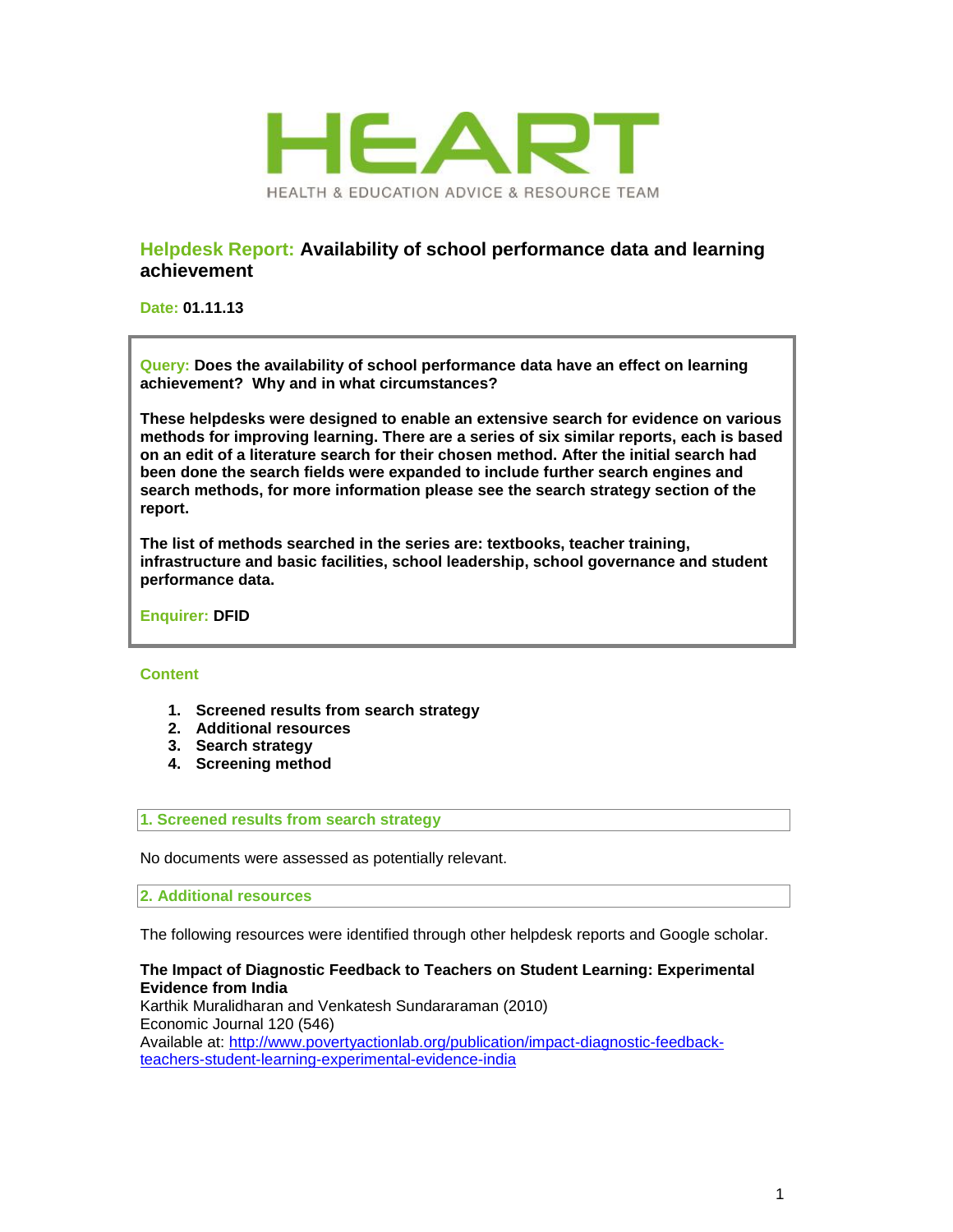# HEART

HEALTH & EDUCATION ADVICE & RESOURCE TEAM

## Helpdesk Report: Availability of school performance data and learning achievement

**Date: 01.11.13**

**Query: Does the availability of school performance data have an effect on learning achievement? Why and in what circumstances?**

**These helpdesks were designed to enable an extensive search for evidence on various methods for improving learning. There are a series of six similar reports, each is based on an edit of a literature search for their chosen method. After the initial search had been done the search fields were expanded to include further search engines and search methods, for more information please see the search strategy section of the report.**

**The list of methods searched in the series are: textbooks, teacher training, infrastructure and basic facilities, school leadership, school governance and student performance data.**

**Enquirer: DFID**

### Content

1. **Screened results from search strategy**
2. **Additional resources**
3. **Search strategy**
4. **Screening method**

### 1. Screened results from search strategy

No documents were assessed as potentially relevant.

### 2. Additional resources

The following resources were identified through other helpdesk reports and Google scholar.

**The Impact of Diagnostic Feedback to Teachers on Student Learning: Experimental Evidence from India**
Karthik Muralidharan and Venkatesh Sundararaman (2010)
Economic Journal 120 (546)
Available at: http://www.povertyactionlab.org/publication/impact-diagnostic-feedback-teachers-student-learning-experimental-evidence-india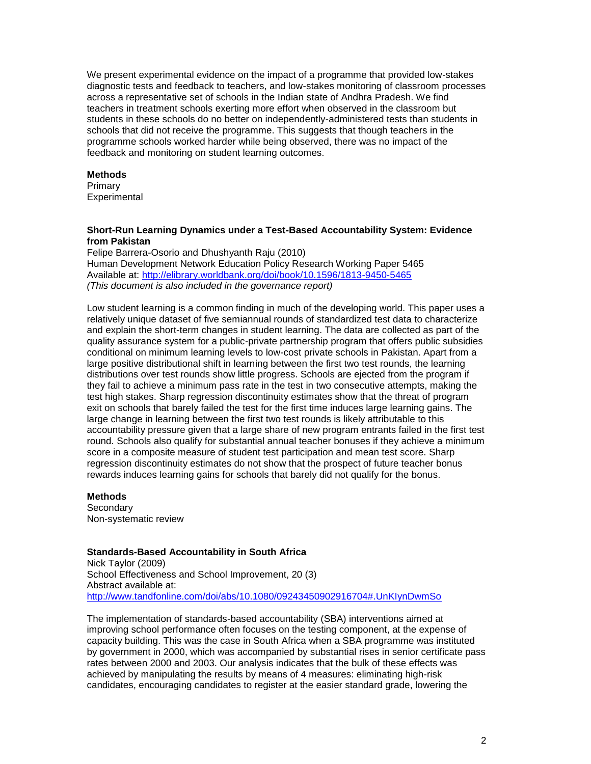We present experimental evidence on the impact of a programme that provided low-stakes diagnostic tests and feedback to teachers, and low-stakes monitoring of classroom processes across a representative set of schools in the Indian state of Andhra Pradesh. We find teachers in treatment schools exerting more effort when observed in the classroom but students in these schools do no better on independently-administered tests than students in schools that did not receive the programme. This suggests that though teachers in the programme schools worked harder while being observed, there was no impact of the feedback and monitoring on student learning outcomes.

**Methods**
Primary
Experimental

**Short-Run Learning Dynamics under a Test-Based Accountability System: Evidence from Pakistan**
Felipe Barrera-Osorio and Dhushyanth Raju (2010)
Human Development Network Education Policy Research Working Paper 5465
Available at: [http://elibrary.worldbank.org/doi/book/10.1596/1813-9450-5465](http://elibrary.worldbank.org/doi/book/10.1596/1813-9450-5465)
*(This document is also included in the governance report)*

Low student learning is a common finding in much of the developing world. This paper uses a relatively unique dataset of five semiannual rounds of standardized test data to characterize and explain the short-term changes in student learning. The data are collected as part of the quality assurance system for a public-private partnership program that offers public subsidies conditional on minimum learning levels to low-cost private schools in Pakistan. Apart from a large positive distributional shift in learning between the first two test rounds, the learning distributions over test rounds show little progress. Schools are ejected from the program if they fail to achieve a minimum pass rate in the test in two consecutive attempts, making the test high stakes. Sharp regression discontinuity estimates show that the threat of program exit on schools that barely failed the test for the first time induces large learning gains. The large change in learning between the first two test rounds is likely attributable to this accountability pressure given that a large share of new program entrants failed in the first test round. Schools also qualify for substantial annual teacher bonuses if they achieve a minimum score in a composite measure of student test participation and mean test score. Sharp regression discontinuity estimates do not show that the prospect of future teacher bonus rewards induces learning gains for schools that barely did not qualify for the bonus.

**Methods**
Secondary
Non-systematic review

**Standards-Based Accountability in South Africa**
Nick Taylor (2009)
School Effectiveness and School Improvement, 20 (3)
Abstract available at:
[http://www.tandfonline.com/doi/abs/10.1080/09243450902916704#.UnKIynDwmSo](http://www.tandfonline.com/doi/abs/10.1080/09243450902916704#.UnKIynDwmSo)

The implementation of standards-based accountability (SBA) interventions aimed at improving school performance often focuses on the testing component, at the expense of capacity building. This was the case in South Africa when a SBA programme was instituted by government in 2000, which was accompanied by substantial rises in senior certificate pass rates between 2000 and 2003. Our analysis indicates that the bulk of these effects was achieved by manipulating the results by means of 4 measures: eliminating high-risk candidates, encouraging candidates to register at the easier standard grade, lowering the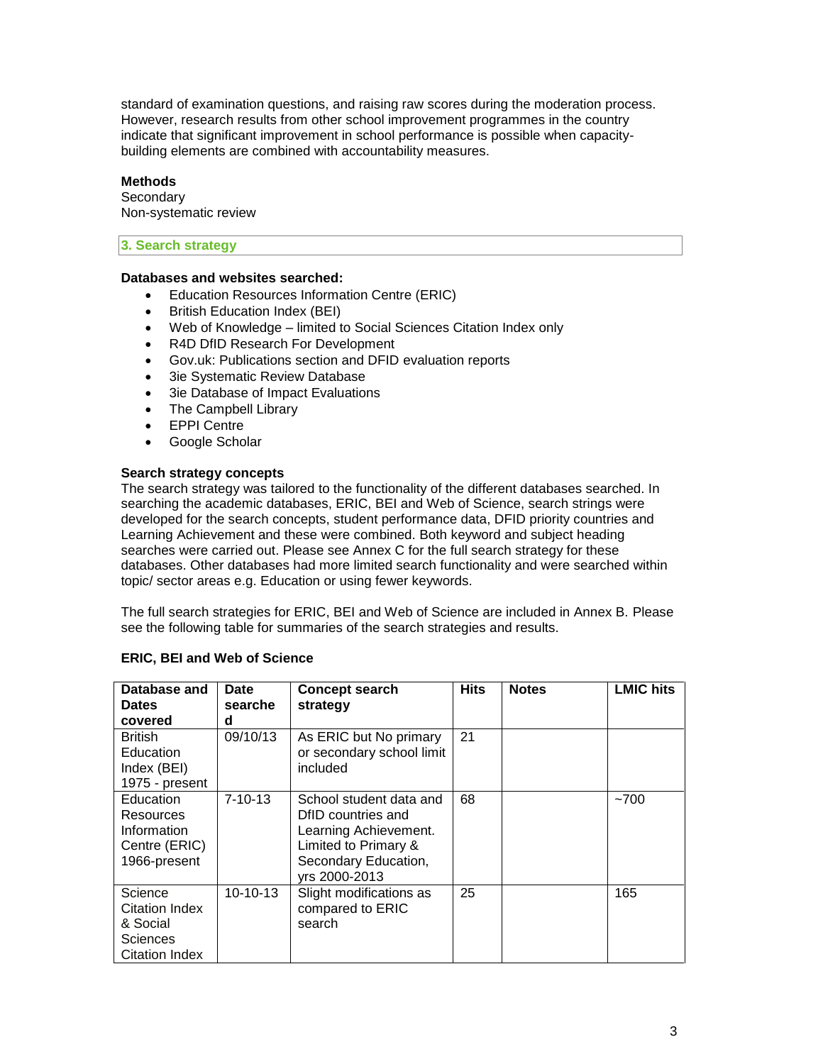standard of examination questions, and raising raw scores during the moderation process. However, research results from other school improvement programmes in the country indicate that significant improvement in school performance is possible when capacity-building elements are combined with accountability measures.

**Methods**
Secondary
Non-systematic review

## 3. Search strategy

**Databases and websites searched:**

- Education Resources Information Centre (ERIC)
- British Education Index (BEI)
- Web of Knowledge – limited to Social Sciences Citation Index only
- R4D DfID Research For Development
- Gov.uk: Publications section and DFID evaluation reports
- 3ie Systematic Review Database
- 3ie Database of Impact Evaluations
- The Campbell Library
- EPPI Centre
- Google Scholar

**Search strategy concepts**
The search strategy was tailored to the functionality of the different databases searched. In searching the academic databases, ERIC, BEI and Web of Science, search strings were developed for the search concepts, student performance data, DFID priority countries and Learning Achievement and these were combined. Both keyword and subject heading searches were carried out. Please see Annex C for the full search strategy for these databases. Other databases had more limited search functionality and were searched within topic/ sector areas e.g. Education or using fewer keywords.

The full search strategies for ERIC, BEI and Web of Science are included in Annex B. Please see the following table for summaries of the search strategies and results.

**ERIC, BEI and Web of Science**

| Database and Dates covered | Date searched | Concept search strategy | Hits | Notes | LMIC hits |
|---|---|---|---|---|---|
| British Education Index (BEI) 1975 - present | 09/10/13 | As ERIC but No primary or secondary school limit included | 21 | | |
| Education Resources Information Centre (ERIC) 1966-present | 7-10-13 | School student data and DfID countries and Learning Achievement. Limited to Primary & Secondary Education, yrs 2000-2013 | 68 | | ~700 |
| Science Citation Index & Social Sciences Citation Index | 10-10-13 | Slight modifications as compared to ERIC search | 25 | | 165 |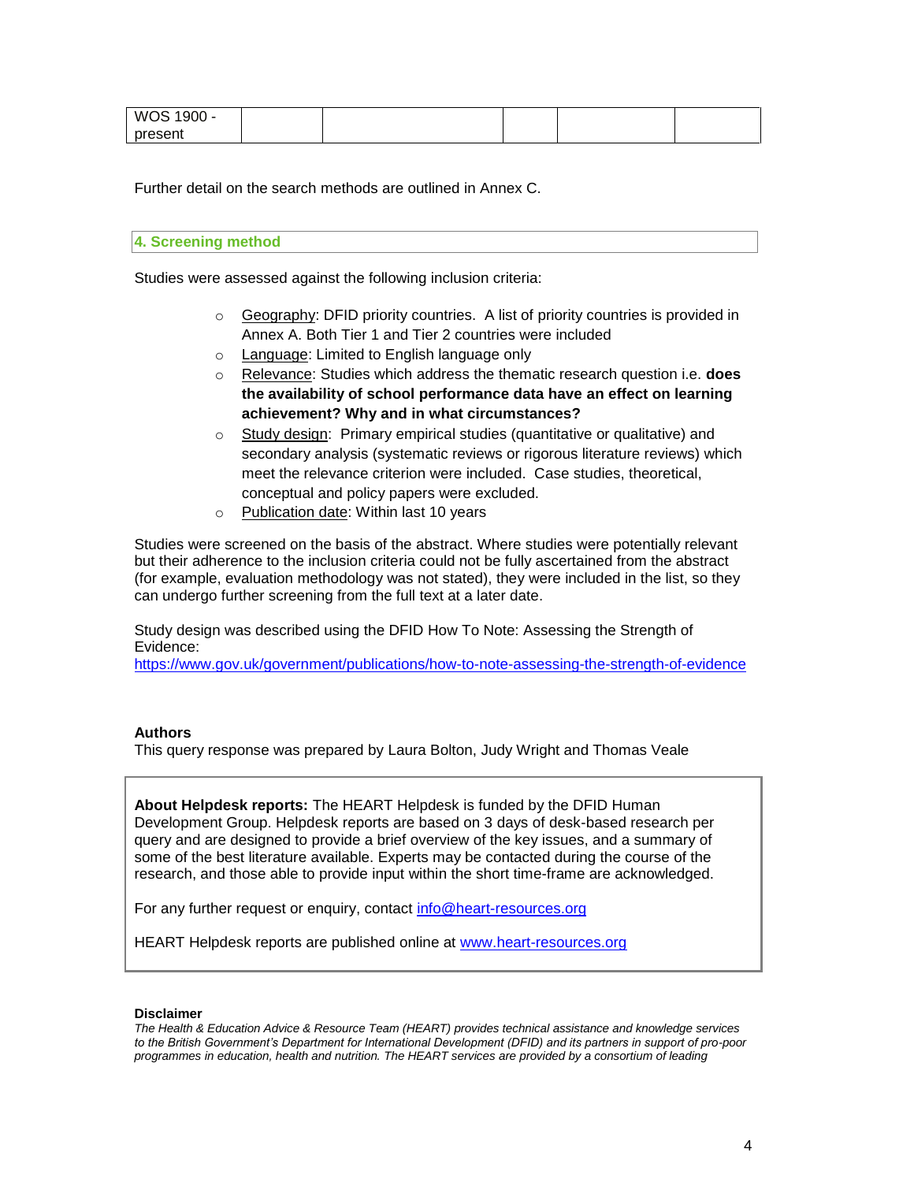| WOS 1900 - present | | | | | |
|---|---|---|---|---|---|

Further detail on the search methods are outlined in Annex C.

## 4. Screening method

Studies were assessed against the following inclusion criteria:

- Geography: DFID priority countries. A list of priority countries is provided in Annex A. Both Tier 1 and Tier 2 countries were included
- Language: Limited to English language only
- Relevance: Studies which address the thematic research question i.e. **does the availability of school performance data have an effect on learning achievement? Why and in what circumstances?**
- Study design: Primary empirical studies (quantitative or qualitative) and secondary analysis (systematic reviews or rigorous literature reviews) which meet the relevance criterion were included. Case studies, theoretical, conceptual and policy papers were excluded.
- Publication date: Within last 10 years

Studies were screened on the basis of the abstract. Where studies were potentially relevant but their adherence to the inclusion criteria could not be fully ascertained from the abstract (for example, evaluation methodology was not stated), they were included in the list, so they can undergo further screening from the full text at a later date.

Study design was described using the DFID How To Note: Assessing the Strength of Evidence:
https://www.gov.uk/government/publications/how-to-note-assessing-the-strength-of-evidence

**Authors**
This query response was prepared by Laura Bolton, Judy Wright and Thomas Veale

**About Helpdesk reports:** The HEART Helpdesk is funded by the DFID Human Development Group. Helpdesk reports are based on 3 days of desk-based research per query and are designed to provide a brief overview of the key issues, and a summary of some of the best literature available. Experts may be contacted during the course of the research, and those able to provide input within the short time-frame are acknowledged.

For any further request or enquiry, contact info@heart-resources.org

HEART Helpdesk reports are published online at www.heart-resources.org

**Disclaimer**
*The Health & Education Advice & Resource Team (HEART) provides technical assistance and knowledge services to the British Government's Department for International Development (DFID) and its partners in support of pro-poor programmes in education, health and nutrition. The HEART services are provided by a consortium of leading*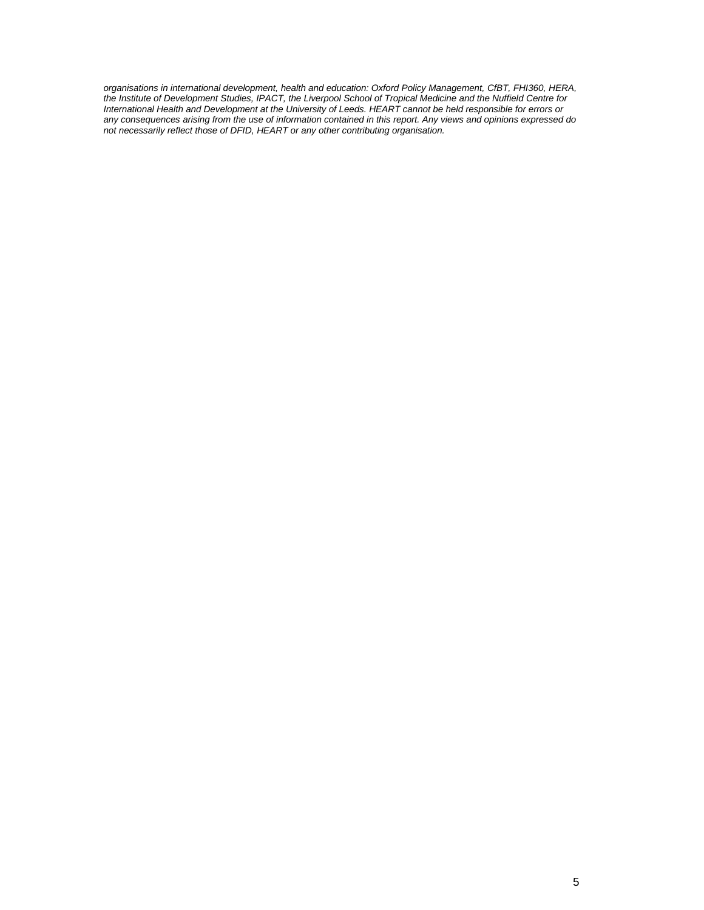*organisations in international development, health and education: Oxford Policy Management, CfBT, FHI360, HERA, the Institute of Development Studies, IPACT, the Liverpool School of Tropical Medicine and the Nuffield Centre for International Health and Development at the University of Leeds. HEART cannot be held responsible for errors or any consequences arising from the use of information contained in this report. Any views and opinions expressed do not necessarily reflect those of DFID, HEART or any other contributing organisation.*